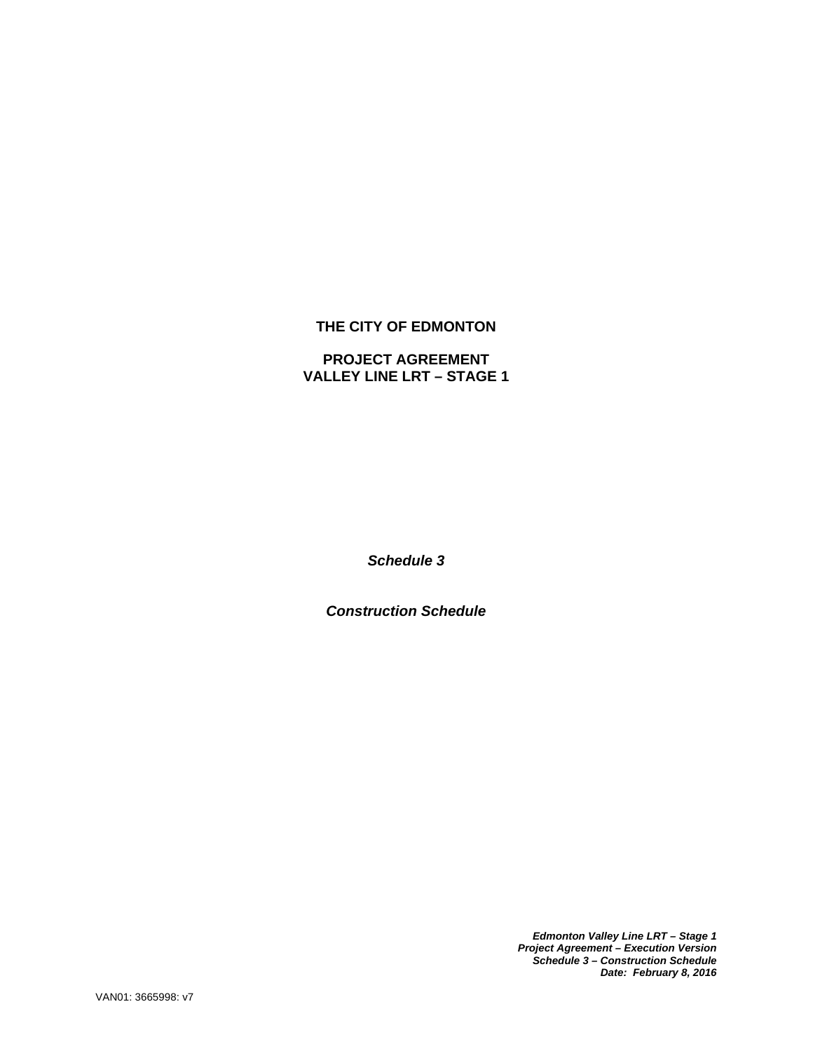**THE CITY OF EDMONTON**

**PROJECT AGREEMENT**
**VALLEY LINE LRT – STAGE 1**

***Schedule 3***

***Construction Schedule***

***Edmonton Valley Line LRT – Stage 1***
***Project Agreement – Execution Version***
***Schedule 3 – Construction Schedule***
***Date: February 8, 2016***

VAN01: 3665998: v7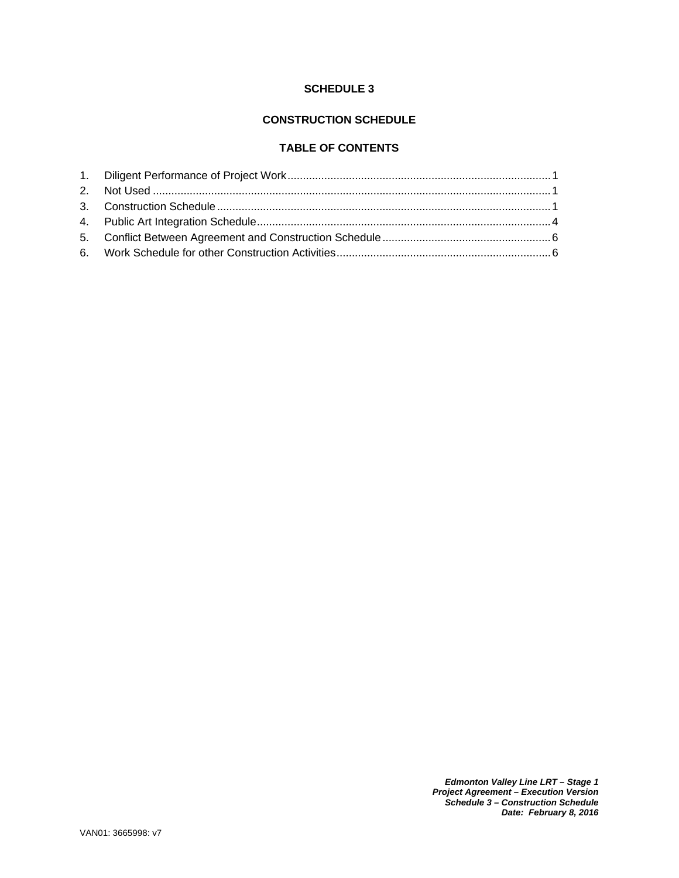# SCHEDULE 3

## CONSTRUCTION SCHEDULE

### TABLE OF CONTENTS

1. Diligent Performance of Project Work ..... 1
2. Not Used ..... 1
3. Construction Schedule ..... 1
4. Public Art Integration Schedule ..... 4
5. Conflict Between Agreement and Construction Schedule ..... 6
6. Work Schedule for other Construction Activities ..... 6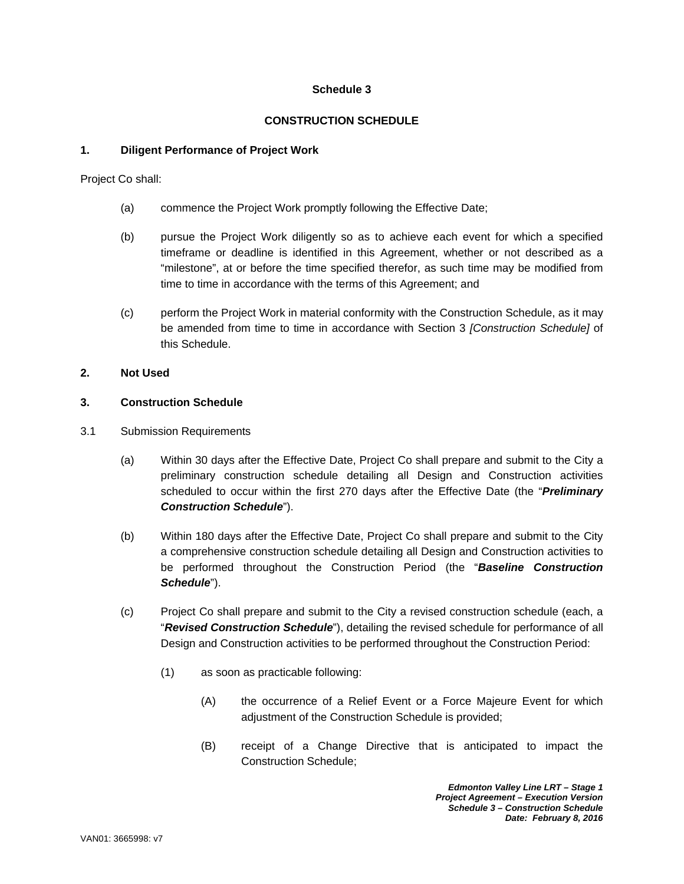**Schedule 3**

**CONSTRUCTION SCHEDULE**

**1. Diligent Performance of Project Work**

Project Co shall:

(a) commence the Project Work promptly following the Effective Date;

(b) pursue the Project Work diligently so as to achieve each event for which a specified timeframe or deadline is identified in this Agreement, whether or not described as a "milestone", at or before the time specified therefor, as such time may be modified from time to time in accordance with the terms of this Agreement; and

(c) perform the Project Work in material conformity with the Construction Schedule, as it may be amended from time to time in accordance with Section 3 *[Construction Schedule]* of this Schedule.

**2. Not Used**

**3. Construction Schedule**

3.1 Submission Requirements

(a) Within 30 days after the Effective Date, Project Co shall prepare and submit to the City a preliminary construction schedule detailing all Design and Construction activities scheduled to occur within the first 270 days after the Effective Date (the "***Preliminary Construction Schedule***").

(b) Within 180 days after the Effective Date, Project Co shall prepare and submit to the City a comprehensive construction schedule detailing all Design and Construction activities to be performed throughout the Construction Period (the "***Baseline Construction Schedule***").

(c) Project Co shall prepare and submit to the City a revised construction schedule (each, a "***Revised Construction Schedule***"), detailing the revised schedule for performance of all Design and Construction activities to be performed throughout the Construction Period:

(1) as soon as practicable following:

(A) the occurrence of a Relief Event or a Force Majeure Event for which adjustment of the Construction Schedule is provided;

(B) receipt of a Change Directive that is anticipated to impact the Construction Schedule;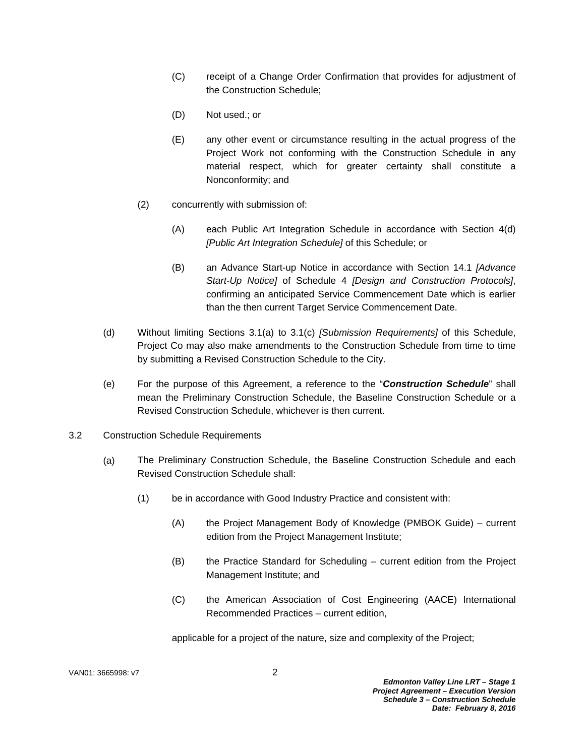(C) receipt of a Change Order Confirmation that provides for adjustment of the Construction Schedule;

(D) Not used.; or

(E) any other event or circumstance resulting in the actual progress of the Project Work not conforming with the Construction Schedule in any material respect, which for greater certainty shall constitute a Nonconformity; and

(2) concurrently with submission of:

(A) each Public Art Integration Schedule in accordance with Section 4(d) *[Public Art Integration Schedule]* of this Schedule; or

(B) an Advance Start-up Notice in accordance with Section 14.1 *[Advance Start-Up Notice]* of Schedule 4 *[Design and Construction Protocols]*, confirming an anticipated Service Commencement Date which is earlier than the then current Target Service Commencement Date.

(d) Without limiting Sections 3.1(a) to 3.1(c) *[Submission Requirements]* of this Schedule, Project Co may also make amendments to the Construction Schedule from time to time by submitting a Revised Construction Schedule to the City.

(e) For the purpose of this Agreement, a reference to the "***Construction Schedule***" shall mean the Preliminary Construction Schedule, the Baseline Construction Schedule or a Revised Construction Schedule, whichever is then current.

3.2 Construction Schedule Requirements

(a) The Preliminary Construction Schedule, the Baseline Construction Schedule and each Revised Construction Schedule shall:

(1) be in accordance with Good Industry Practice and consistent with:

(A) the Project Management Body of Knowledge (PMBOK Guide) – current edition from the Project Management Institute;

(B) the Practice Standard for Scheduling – current edition from the Project Management Institute; and

(C) the American Association of Cost Engineering (AACE) International Recommended Practices – current edition,

applicable for a project of the nature, size and complexity of the Project;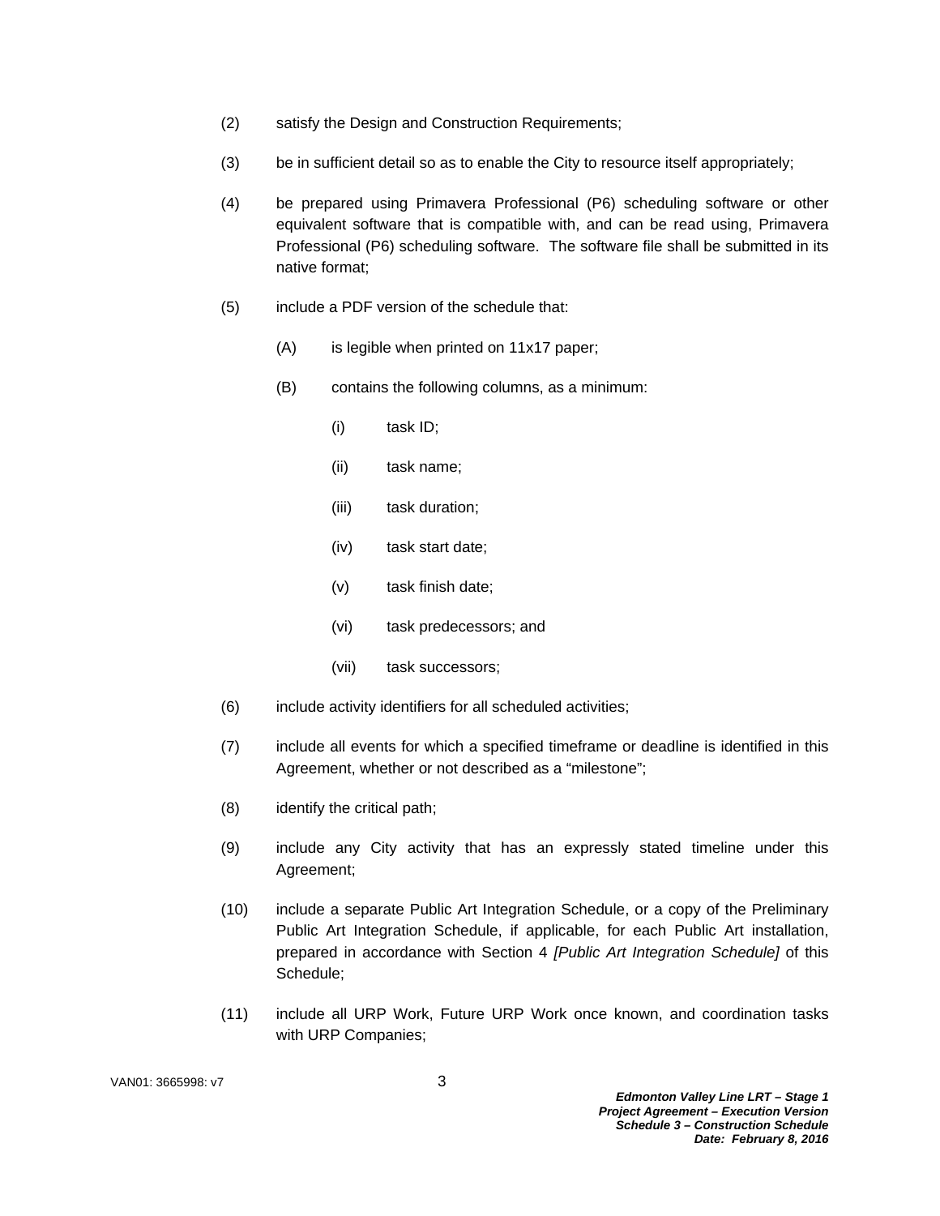(2) satisfy the Design and Construction Requirements;

(3) be in sufficient detail so as to enable the City to resource itself appropriately;

(4) be prepared using Primavera Professional (P6) scheduling software or other equivalent software that is compatible with, and can be read using, Primavera Professional (P6) scheduling software. The software file shall be submitted in its native format;

(5) include a PDF version of the schedule that:

    (A) is legible when printed on 11x17 paper;

    (B) contains the following columns, as a minimum:

        (i) task ID;

        (ii) task name;

        (iii) task duration;

        (iv) task start date;

        (v) task finish date;

        (vi) task predecessors; and

        (vii) task successors;

(6) include activity identifiers for all scheduled activities;

(7) include all events for which a specified timeframe or deadline is identified in this Agreement, whether or not described as a "milestone";

(8) identify the critical path;

(9) include any City activity that has an expressly stated timeline under this Agreement;

(10) include a separate Public Art Integration Schedule, or a copy of the Preliminary Public Art Integration Schedule, if applicable, for each Public Art installation, prepared in accordance with Section 4 *[Public Art Integration Schedule]* of this Schedule;

(11) include all URP Work, Future URP Work once known, and coordination tasks with URP Companies;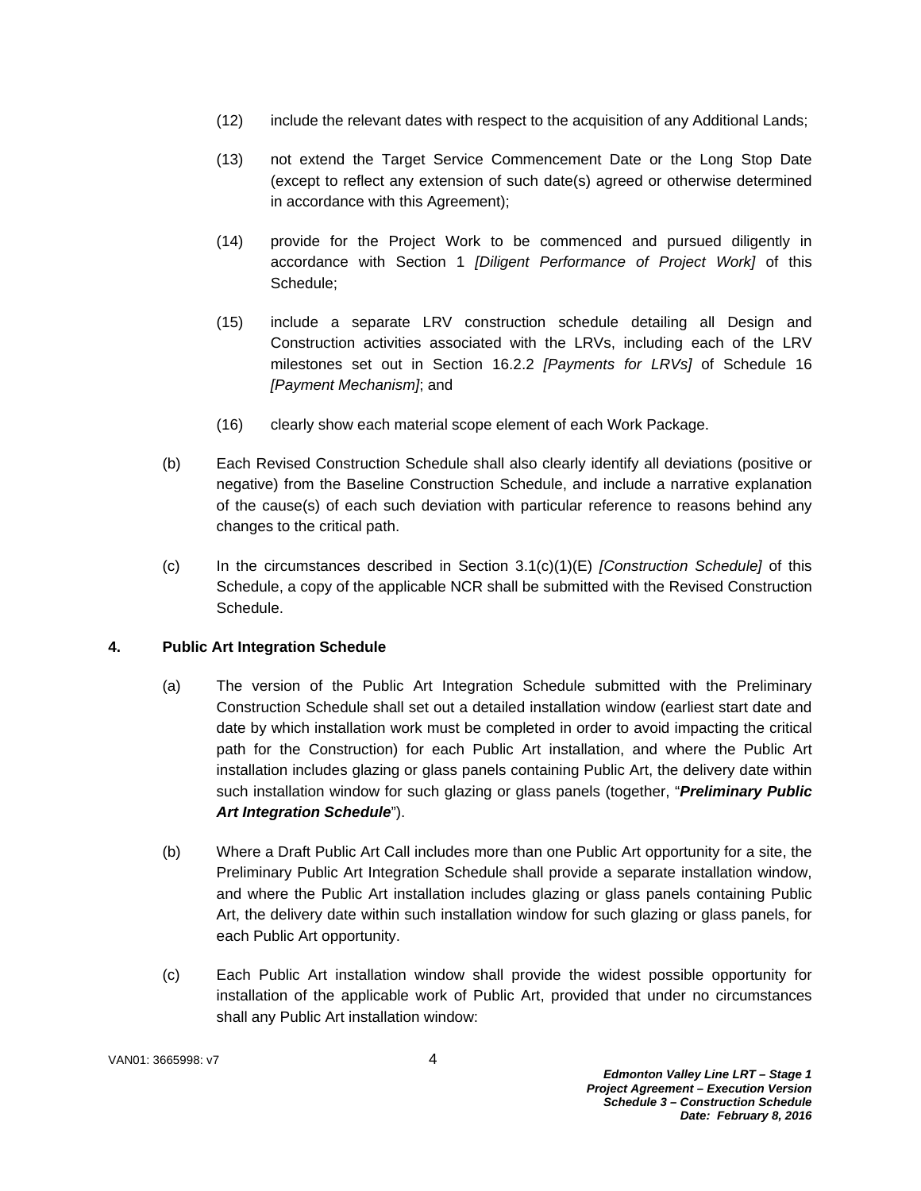(12) include the relevant dates with respect to the acquisition of any Additional Lands;

(13) not extend the Target Service Commencement Date or the Long Stop Date (except to reflect any extension of such date(s) agreed or otherwise determined in accordance with this Agreement);

(14) provide for the Project Work to be commenced and pursued diligently in accordance with Section 1 *[Diligent Performance of Project Work]* of this Schedule;

(15) include a separate LRV construction schedule detailing all Design and Construction activities associated with the LRVs, including each of the LRV milestones set out in Section 16.2.2 *[Payments for LRVs]* of Schedule 16 *[Payment Mechanism]*; and

(16) clearly show each material scope element of each Work Package.

(b) Each Revised Construction Schedule shall also clearly identify all deviations (positive or negative) from the Baseline Construction Schedule, and include a narrative explanation of the cause(s) of each such deviation with particular reference to reasons behind any changes to the critical path.

(c) In the circumstances described in Section 3.1(c)(1)(E) *[Construction Schedule]* of this Schedule, a copy of the applicable NCR shall be submitted with the Revised Construction Schedule.

## 4. Public Art Integration Schedule

(a) The version of the Public Art Integration Schedule submitted with the Preliminary Construction Schedule shall set out a detailed installation window (earliest start date and date by which installation work must be completed in order to avoid impacting the critical path for the Construction) for each Public Art installation, and where the Public Art installation includes glazing or glass panels containing Public Art, the delivery date within such installation window for such glazing or glass panels (together, "***Preliminary Public Art Integration Schedule***").

(b) Where a Draft Public Art Call includes more than one Public Art opportunity for a site, the Preliminary Public Art Integration Schedule shall provide a separate installation window, and where the Public Art installation includes glazing or glass panels containing Public Art, the delivery date within such installation window for such glazing or glass panels, for each Public Art opportunity.

(c) Each Public Art installation window shall provide the widest possible opportunity for installation of the applicable work of Public Art, provided that under no circumstances shall any Public Art installation window: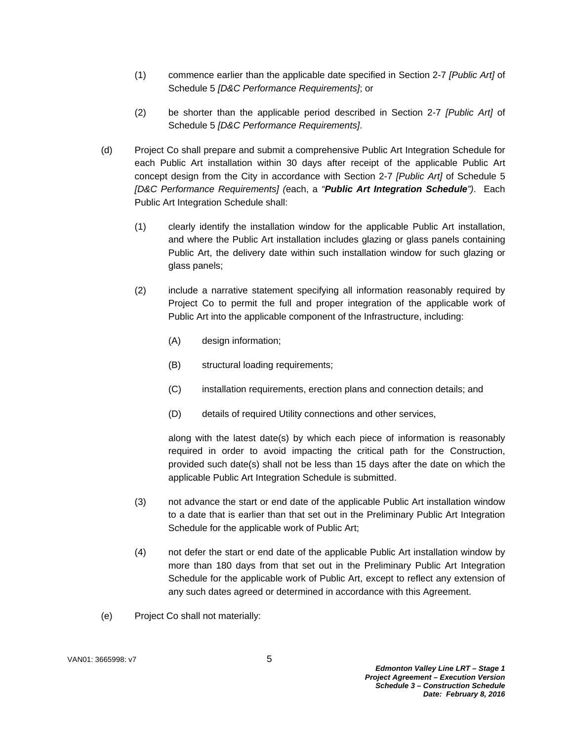(1) commence earlier than the applicable date specified in Section 2-7 *[Public Art]* of Schedule 5 *[D&C Performance Requirements]*; or

(2) be shorter than the applicable period described in Section 2-7 *[Public Art]* of Schedule 5 *[D&C Performance Requirements]*.

(d) Project Co shall prepare and submit a comprehensive Public Art Integration Schedule for each Public Art installation within 30 days after receipt of the applicable Public Art concept design from the City in accordance with Section 2-7 *[Public Art]* of Schedule 5 *[D&C Performance Requirements] (*each, a *"**Public Art Integration Schedule**")*. Each Public Art Integration Schedule shall:

(1) clearly identify the installation window for the applicable Public Art installation, and where the Public Art installation includes glazing or glass panels containing Public Art, the delivery date within such installation window for such glazing or glass panels;

(2) include a narrative statement specifying all information reasonably required by Project Co to permit the full and proper integration of the applicable work of Public Art into the applicable component of the Infrastructure, including:

(A) design information;

(B) structural loading requirements;

(C) installation requirements, erection plans and connection details; and

(D) details of required Utility connections and other services,

along with the latest date(s) by which each piece of information is reasonably required in order to avoid impacting the critical path for the Construction, provided such date(s) shall not be less than 15 days after the date on which the applicable Public Art Integration Schedule is submitted.

(3) not advance the start or end date of the applicable Public Art installation window to a date that is earlier than that set out in the Preliminary Public Art Integration Schedule for the applicable work of Public Art;

(4) not defer the start or end date of the applicable Public Art installation window by more than 180 days from that set out in the Preliminary Public Art Integration Schedule for the applicable work of Public Art, except to reflect any extension of any such dates agreed or determined in accordance with this Agreement.

(e) Project Co shall not materially: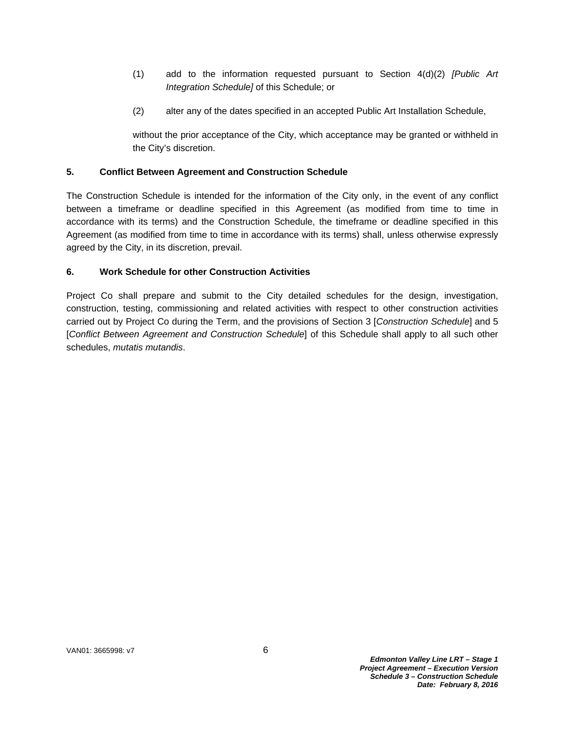(1) add to the information requested pursuant to Section 4(d)(2) *[Public Art Integration Schedule]* of this Schedule; or

(2) alter any of the dates specified in an accepted Public Art Installation Schedule,

without the prior acceptance of the City, which acceptance may be granted or withheld in the City's discretion.

### 5. Conflict Between Agreement and Construction Schedule

The Construction Schedule is intended for the information of the City only, in the event of any conflict between a timeframe or deadline specified in this Agreement (as modified from time to time in accordance with its terms) and the Construction Schedule, the timeframe or deadline specified in this Agreement (as modified from time to time in accordance with its terms) shall, unless otherwise expressly agreed by the City, in its discretion, prevail.

### 6. Work Schedule for other Construction Activities

Project Co shall prepare and submit to the City detailed schedules for the design, investigation, construction, testing, commissioning and related activities with respect to other construction activities carried out by Project Co during the Term, and the provisions of Section 3 [*Construction Schedule*] and 5 [*Conflict Between Agreement and Construction Schedule*] of this Schedule shall apply to all such other schedules, *mutatis mutandis*.